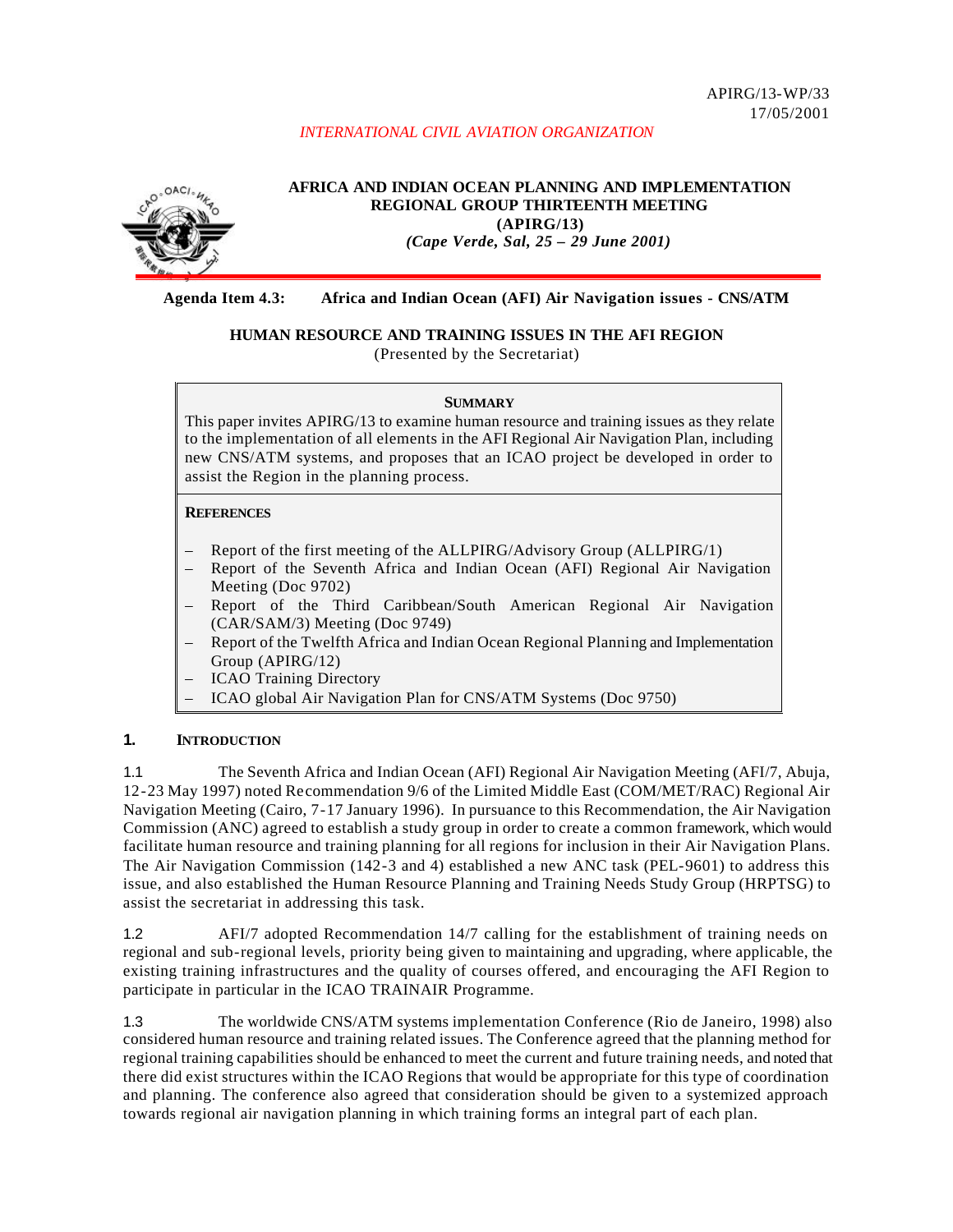APIRG/13-WP/33
17/05/2001

*INTERNATIONAL CIVIL AVIATION ORGANIZATION*

**AFRICA AND INDIAN OCEAN PLANNING AND IMPLEMENTATION REGIONAL GROUP THIRTEENTH MEETING (APIRG/13)**
***(Cape Verde, Sal, 25 – 29 June 2001)***

**Agenda Item 4.3: Africa and Indian Ocean (AFI) Air Navigation issues - CNS/ATM**

**HUMAN RESOURCE AND TRAINING ISSUES IN THE AFI REGION**
(Presented by the Secretariat)

**SUMMARY**

This paper invites APIRG/13 to examine human resource and training issues as they relate to the implementation of all elements in the AFI Regional Air Navigation Plan, including new CNS/ATM systems, and proposes that an ICAO project be developed in order to assist the Region in the planning process.

**REFERENCES**

- Report of the first meeting of the ALLPIRG/Advisory Group (ALLPIRG/1)
- Report of the Seventh Africa and Indian Ocean (AFI) Regional Air Navigation Meeting (Doc 9702)
- Report of the Third Caribbean/South American Regional Air Navigation (CAR/SAM/3) Meeting (Doc 9749)
- Report of the Twelfth Africa and Indian Ocean Regional Planning and Implementation Group (APIRG/12)
- ICAO Training Directory
- ICAO global Air Navigation Plan for CNS/ATM Systems (Doc 9750)

## 1. INTRODUCTION

1.1 The Seventh Africa and Indian Ocean (AFI) Regional Air Navigation Meeting (AFI/7, Abuja, 12-23 May 1997) noted Recommendation 9/6 of the Limited Middle East (COM/MET/RAC) Regional Air Navigation Meeting (Cairo, 7-17 January 1996). In pursuance to this Recommendation, the Air Navigation Commission (ANC) agreed to establish a study group in order to create a common framework, which would facilitate human resource and training planning for all regions for inclusion in their Air Navigation Plans. The Air Navigation Commission (142-3 and 4) established a new ANC task (PEL-9601) to address this issue, and also established the Human Resource Planning and Training Needs Study Group (HRPTSG) to assist the secretariat in addressing this task.

1.2 AFI/7 adopted Recommendation 14/7 calling for the establishment of training needs on regional and sub-regional levels, priority being given to maintaining and upgrading, where applicable, the existing training infrastructures and the quality of courses offered, and encouraging the AFI Region to participate in particular in the ICAO TRAINAIR Programme.

1.3 The worldwide CNS/ATM systems implementation Conference (Rio de Janeiro, 1998) also considered human resource and training related issues. The Conference agreed that the planning method for regional training capabilities should be enhanced to meet the current and future training needs, and noted that there did exist structures within the ICAO Regions that would be appropriate for this type of coordination and planning. The conference also agreed that consideration should be given to a systemized approach towards regional air navigation planning in which training forms an integral part of each plan.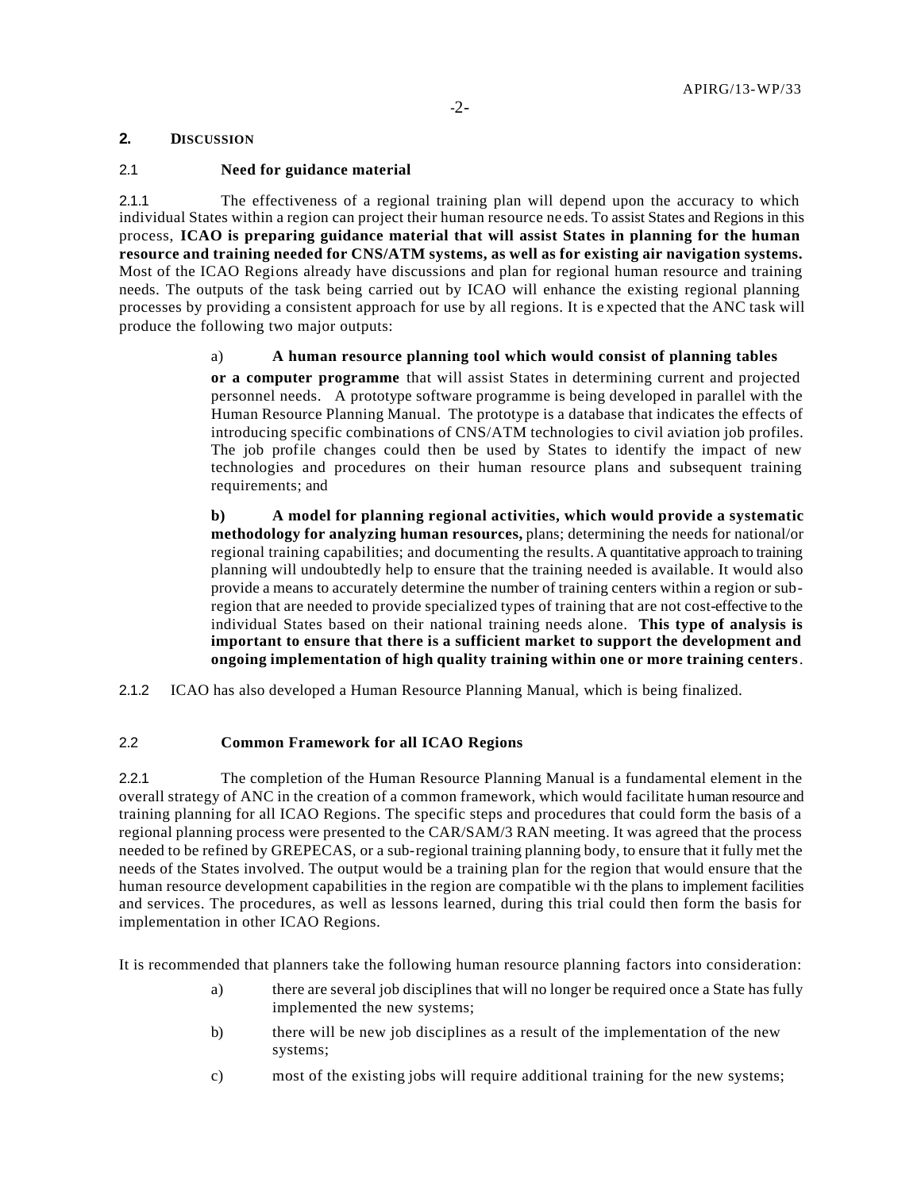## 2. DISCUSSION

### 2.1 Need for guidance material

2.1.1 The effectiveness of a regional training plan will depend upon the accuracy to which individual States within a region can project their human resource needs. To assist States and Regions in this process, **ICAO is preparing guidance material that will assist States in planning for the human resource and training needed for CNS/ATM systems, as well as for existing air navigation systems.** Most of the ICAO Regions already have discussions and plan for regional human resource and training needs. The outputs of the task being carried out by ICAO will enhance the existing regional planning processes by providing a consistent approach for use by all regions. It is expected that the ANC task will produce the following two major outputs:

a) **A human resource planning tool which would consist of planning tables or a computer programme** that will assist States in determining current and projected personnel needs. A prototype software programme is being developed in parallel with the Human Resource Planning Manual. The prototype is a database that indicates the effects of introducing specific combinations of CNS/ATM technologies to civil aviation job profiles. The job profile changes could then be used by States to identify the impact of new technologies and procedures on their human resource plans and subsequent training requirements; and

**b) A model for planning regional activities, which would provide a systematic methodology for analyzing human resources,** plans; determining the needs for national/or regional training capabilities; and documenting the results. A quantitative approach to training planning will undoubtedly help to ensure that the training needed is available. It would also provide a means to accurately determine the number of training centers within a region or sub-region that are needed to provide specialized types of training that are not cost-effective to the individual States based on their national training needs alone. **This type of analysis is important to ensure that there is a sufficient market to support the development and ongoing implementation of high quality training within one or more training centers**.

2.1.2 ICAO has also developed a Human Resource Planning Manual, which is being finalized.

### 2.2 Common Framework for all ICAO Regions

2.2.1 The completion of the Human Resource Planning Manual is a fundamental element in the overall strategy of ANC in the creation of a common framework, which would facilitate human resource and training planning for all ICAO Regions. The specific steps and procedures that could form the basis of a regional planning process were presented to the CAR/SAM/3 RAN meeting. It was agreed that the process needed to be refined by GREPECAS, or a sub-regional training planning body, to ensure that it fully met the needs of the States involved. The output would be a training plan for the region that would ensure that the human resource development capabilities in the region are compatible with the plans to implement facilities and services. The procedures, as well as lessons learned, during this trial could then form the basis for implementation in other ICAO Regions.

It is recommended that planners take the following human resource planning factors into consideration:

a) there are several job disciplines that will no longer be required once a State has fully implemented the new systems;

b) there will be new job disciplines as a result of the implementation of the new systems;

c) most of the existing jobs will require additional training for the new systems;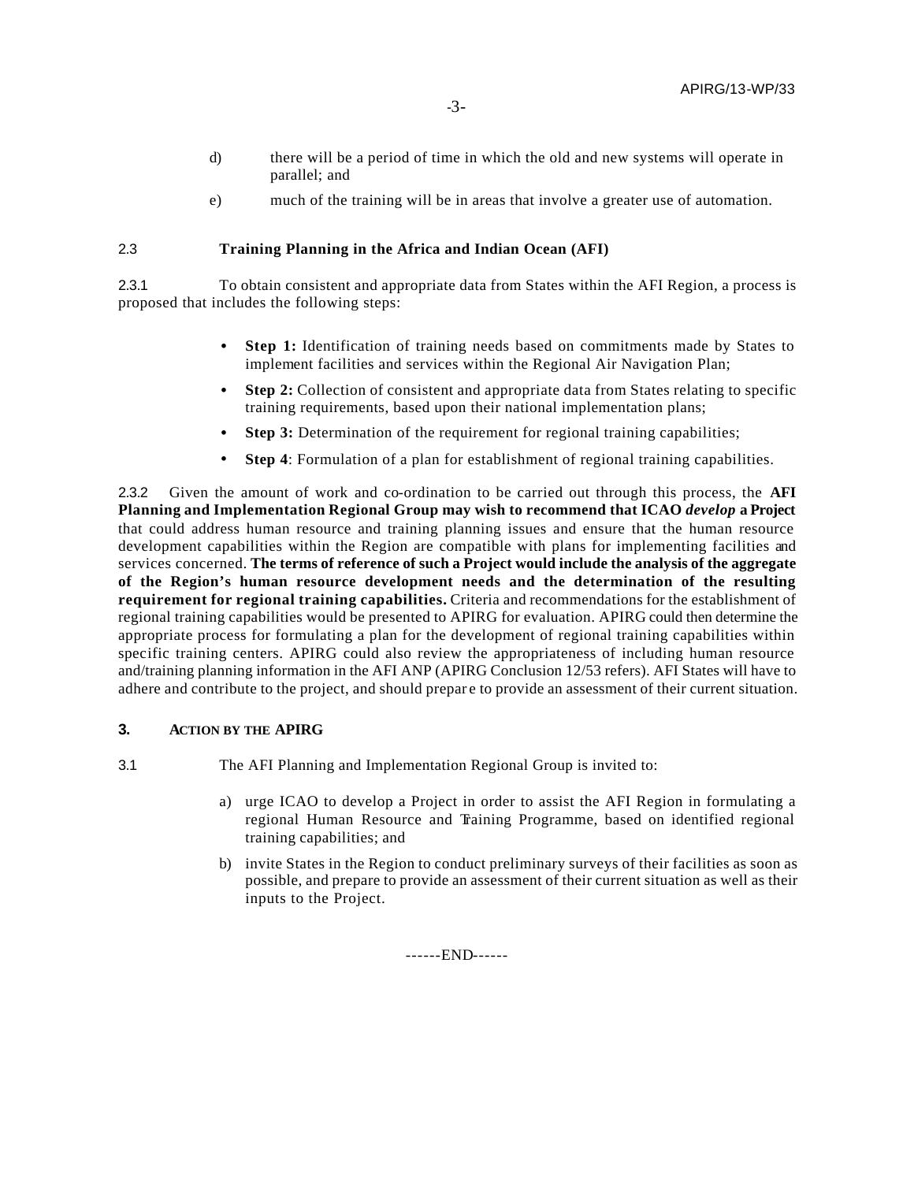d) there will be a period of time in which the old and new systems will operate in parallel; and

e) much of the training will be in areas that involve a greater use of automation.

### 2.3 Training Planning in the Africa and Indian Ocean (AFI)

2.3.1 To obtain consistent and appropriate data from States within the AFI Region, a process is proposed that includes the following steps:

- **Step 1:** Identification of training needs based on commitments made by States to implement facilities and services within the Regional Air Navigation Plan;
- **Step 2:** Collection of consistent and appropriate data from States relating to specific training requirements, based upon their national implementation plans;
- **Step 3:** Determination of the requirement for regional training capabilities;
- **Step 4**: Formulation of a plan for establishment of regional training capabilities.

2.3.2 Given the amount of work and co-ordination to be carried out through this process, the **AFI Planning and Implementation Regional Group may wish to recommend that ICAO *develop* a Project** that could address human resource and training planning issues and ensure that the human resource development capabilities within the Region are compatible with plans for implementing facilities and services concerned. **The terms of reference of such a Project would include the analysis of the aggregate of the Region's human resource development needs and the determination of the resulting requirement for regional training capabilities.** Criteria and recommendations for the establishment of regional training capabilities would be presented to APIRG for evaluation. APIRG could then determine the appropriate process for formulating a plan for the development of regional training capabilities within specific training centers. APIRG could also review the appropriateness of including human resource and/training planning information in the AFI ANP (APIRG Conclusion 12/53 refers). AFI States will have to adhere and contribute to the project, and should prepare to provide an assessment of their current situation.

## 3. ACTION BY THE APIRG

3.1 The AFI Planning and Implementation Regional Group is invited to:

a) urge ICAO to develop a Project in order to assist the AFI Region in formulating a regional Human Resource and Training Programme, based on identified regional training capabilities; and

b) invite States in the Region to conduct preliminary surveys of their facilities as soon as possible, and prepare to provide an assessment of their current situation as well as their inputs to the Project.

------END------